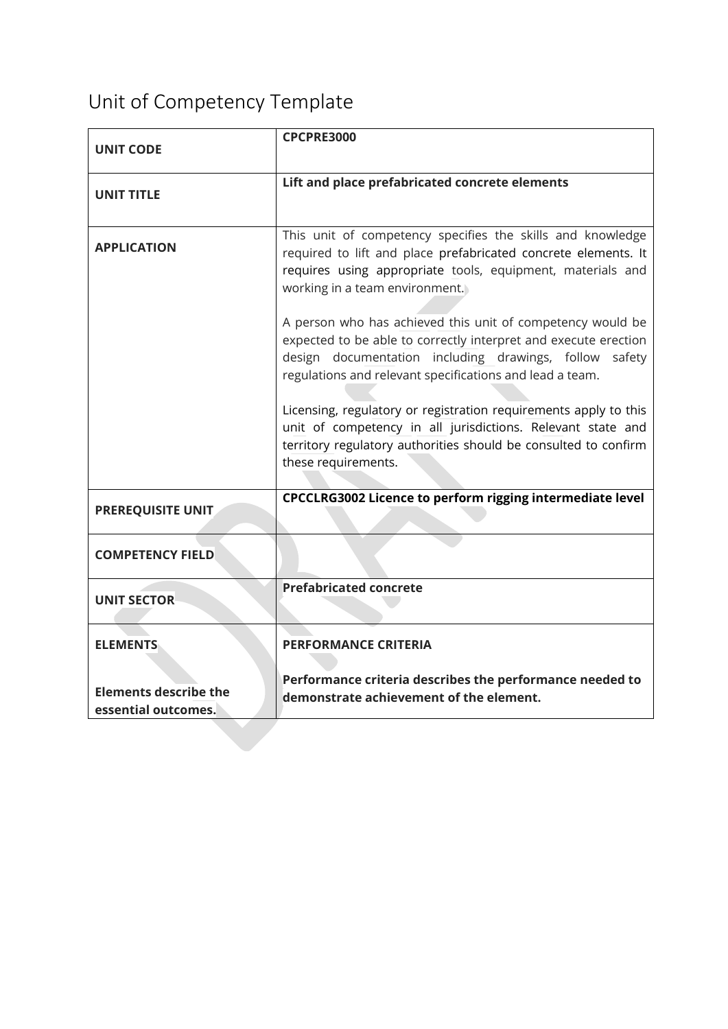# Unit of Competency Template

| UNIT CODE | **CPCPRE3000** |
|---|---|
| **UNIT TITLE** | **Lift and place prefabricated concrete elements** |
| **APPLICATION** | This unit of competency specifies the skills and knowledge required to lift and place prefabricated concrete elements. It requires using appropriate tools, equipment, materials and working in a team environment.<br><br>A person who has achieved this unit of competency would be expected to be able to correctly interpret and execute erection design documentation including drawings, follow safety regulations and relevant specifications and lead a team.<br><br>Licensing, regulatory or registration requirements apply to this unit of competency in all jurisdictions. Relevant state and territory regulatory authorities should be consulted to confirm these requirements. |
| **PREREQUISITE UNIT** | **CPCCLRG3002 Licence to perform rigging intermediate level** |
| **COMPETENCY FIELD** | |
| **UNIT SECTOR** | **Prefabricated concrete** |
| **ELEMENTS**<br><br>**Elements describe the essential outcomes.** | **PERFORMANCE CRITERIA**<br><br>**Performance criteria describes the performance needed to demonstrate achievement of the element.** |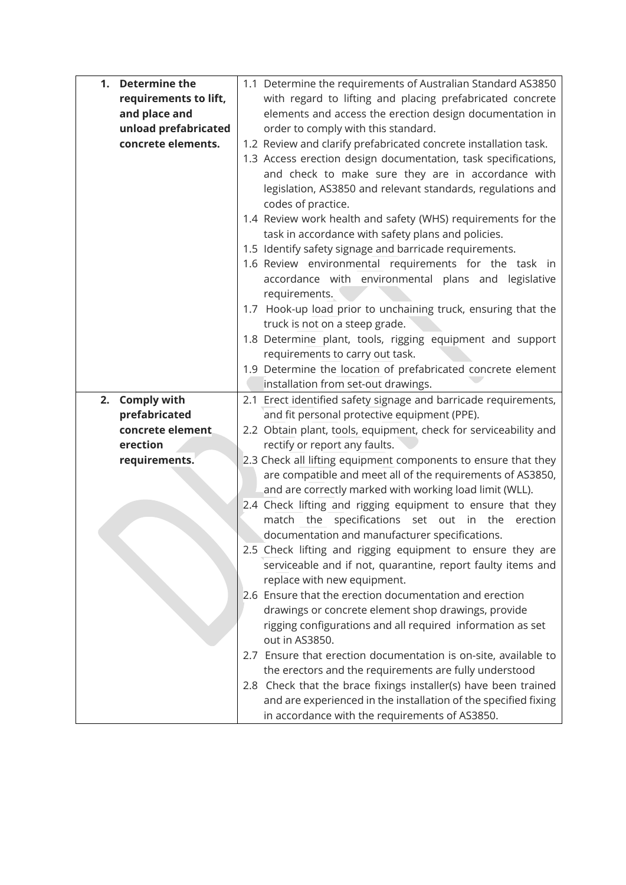| | |
|---|---|
| **1. Determine the requirements to lift, and place and unload prefabricated concrete elements.** | 1.1 Determine the requirements of Australian Standard AS3850 with regard to lifting and placing prefabricated concrete elements and access the erection design documentation in order to comply with this standard.<br>1.2 Review and clarify prefabricated concrete installation task.<br>1.3 Access erection design documentation, task specifications, and check to make sure they are in accordance with legislation, AS3850 and relevant standards, regulations and codes of practice.<br>1.4 Review work health and safety (WHS) requirements for the task in accordance with safety plans and policies.<br>1.5 Identify safety signage and barricade requirements.<br>1.6 Review environmental requirements for the task in accordance with environmental plans and legislative requirements.<br>1.7 Hook-up load prior to unchaining truck, ensuring that the truck is not on a steep grade.<br>1.8 Determine plant, tools, rigging equipment and support requirements to carry out task.<br>1.9 Determine the location of prefabricated concrete element installation from set-out drawings. |
| **2. Comply with prefabricated concrete element erection requirements.** | 2.1 Erect identified safety signage and barricade requirements, and fit personal protective equipment (PPE).<br>2.2 Obtain plant, tools, equipment, check for serviceability and rectify or report any faults.<br>2.3 Check all lifting equipment components to ensure that they are compatible and meet all of the requirements of AS3850, and are correctly marked with working load limit (WLL).<br>2.4 Check lifting and rigging equipment to ensure that they match the specifications set out in the erection documentation and manufacturer specifications.<br>2.5 Check lifting and rigging equipment to ensure they are serviceable and if not, quarantine, report faulty items and replace with new equipment.<br>2.6 Ensure that the erection documentation and erection drawings or concrete element shop drawings, provide rigging configurations and all required information as set out in AS3850.<br>2.7 Ensure that erection documentation is on-site, available to the erectors and the requirements are fully understood<br>2.8 Check that the brace fixings installer(s) have been trained and are experienced in the installation of the specified fixing in accordance with the requirements of AS3850. |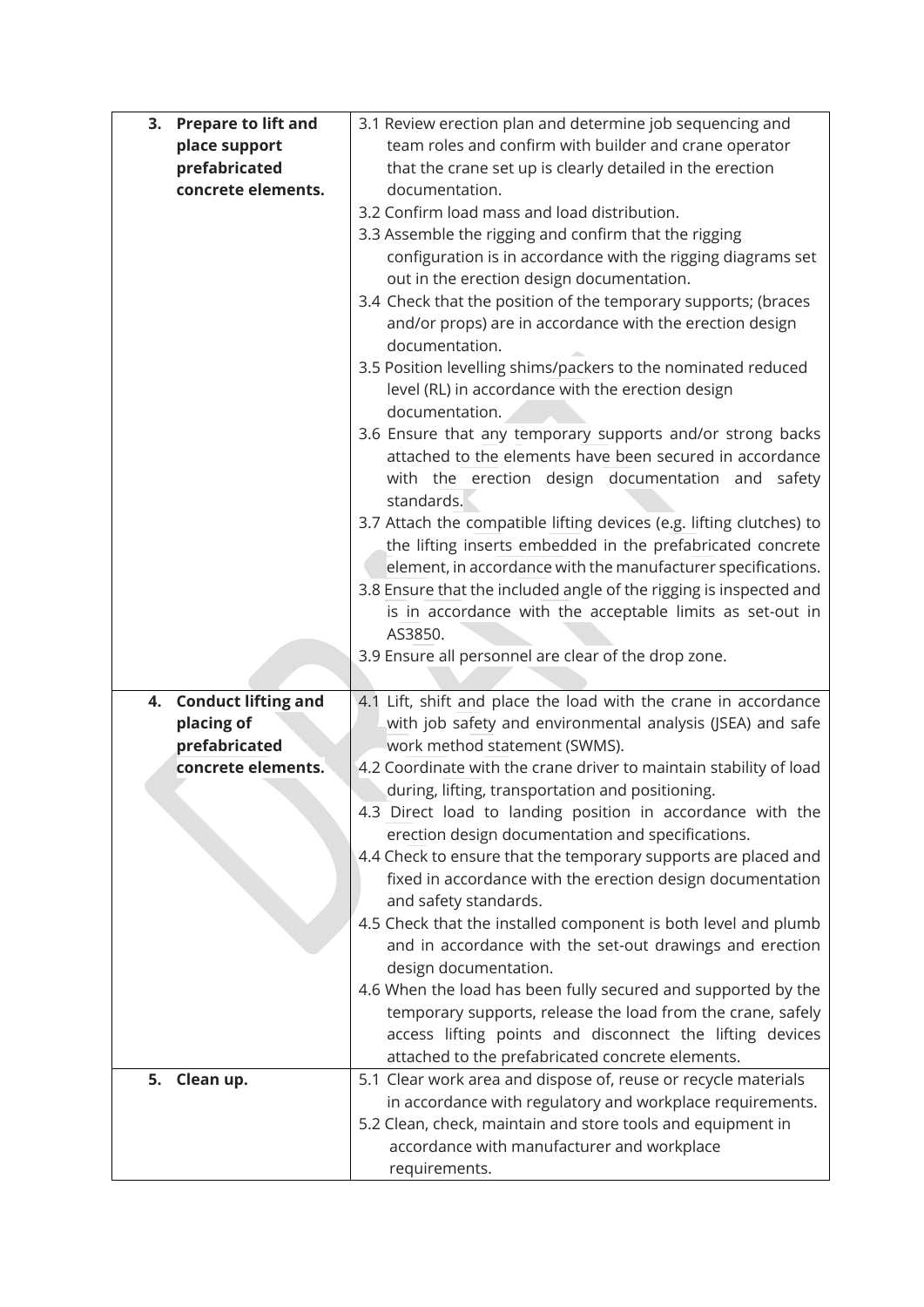| | |
|---|---|
| **3. Prepare to lift and place support prefabricated concrete elements.** | 3.1 Review erection plan and determine job sequencing and team roles and confirm with builder and crane operator that the crane set up is clearly detailed in the erection documentation.<br>3.2 Confirm load mass and load distribution.<br>3.3 Assemble the rigging and confirm that the rigging configuration is in accordance with the rigging diagrams set out in the erection design documentation.<br>3.4 Check that the position of the temporary supports; (braces and/or props) are in accordance with the erection design documentation.<br>3.5 Position levelling shims/packers to the nominated reduced level (RL) in accordance with the erection design documentation.<br>3.6 Ensure that any temporary supports and/or strong backs attached to the elements have been secured in accordance with the erection design documentation and safety standards.<br>3.7 Attach the compatible lifting devices (e.g. lifting clutches) to the lifting inserts embedded in the prefabricated concrete element, in accordance with the manufacturer specifications.<br>3.8 Ensure that the included angle of the rigging is inspected and is in accordance with the acceptable limits as set-out in AS3850.<br>3.9 Ensure all personnel are clear of the drop zone. |
| **4. Conduct lifting and placing of prefabricated concrete elements.** | 4.1 Lift, shift and place the load with the crane in accordance with job safety and environmental analysis (JSEA) and safe work method statement (SWMS).<br>4.2 Coordinate with the crane driver to maintain stability of load during, lifting, transportation and positioning.<br>4.3 Direct load to landing position in accordance with the erection design documentation and specifications.<br>4.4 Check to ensure that the temporary supports are placed and fixed in accordance with the erection design documentation and safety standards.<br>4.5 Check that the installed component is both level and plumb and in accordance with the set-out drawings and erection design documentation.<br>4.6 When the load has been fully secured and supported by the temporary supports, release the load from the crane, safely access lifting points and disconnect the lifting devices attached to the prefabricated concrete elements. |
| **5. Clean up.** | 5.1 Clear work area and dispose of, reuse or recycle materials in accordance with regulatory and workplace requirements.<br>5.2 Clean, check, maintain and store tools and equipment in accordance with manufacturer and workplace requirements. |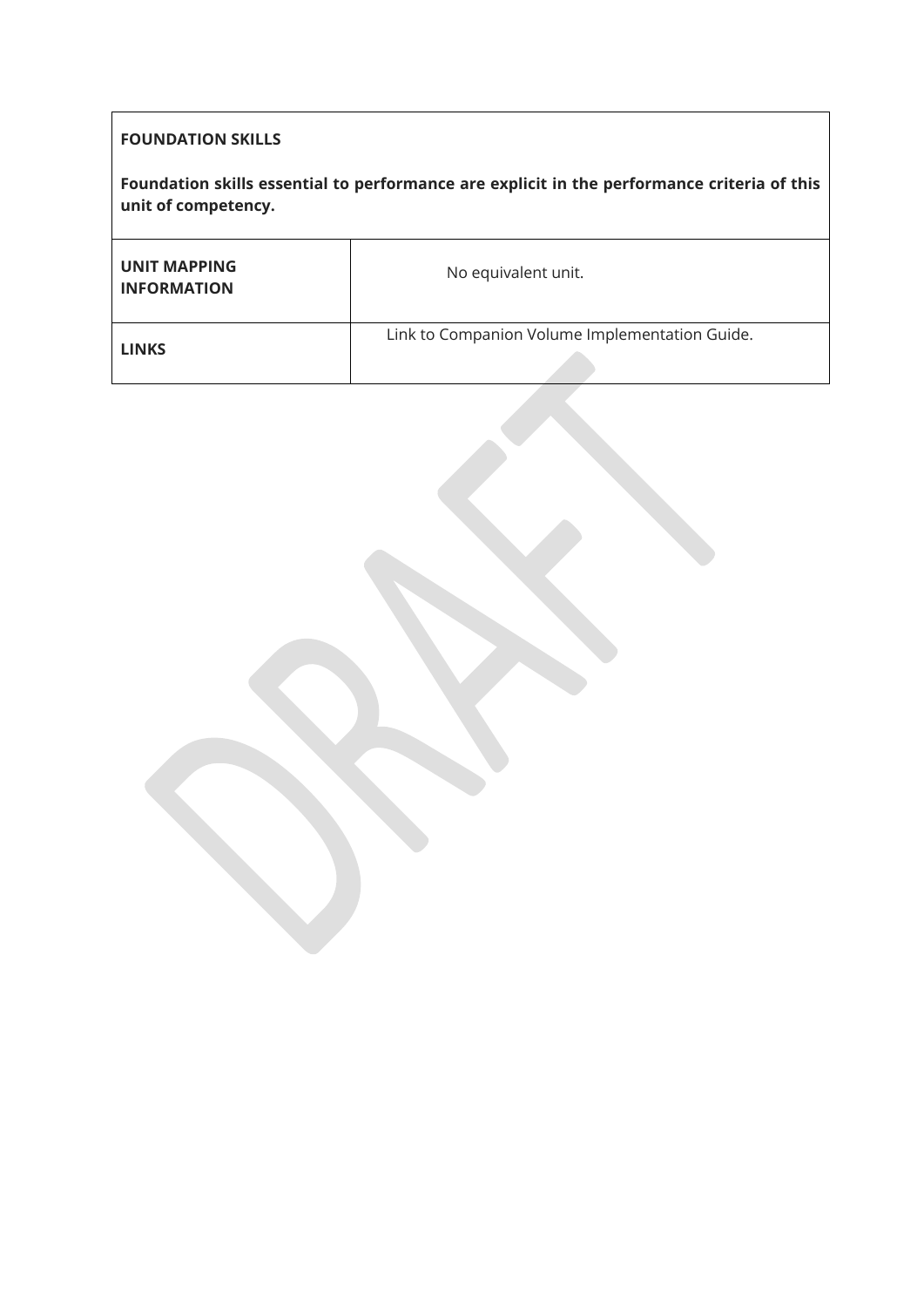**FOUNDATION SKILLS**

**Foundation skills essential to performance are explicit in the performance criteria of this unit of competency.**

| | |
|---|---|
| **UNIT MAPPING INFORMATION** | No equivalent unit. |
| **LINKS** | Link to Companion Volume Implementation Guide. |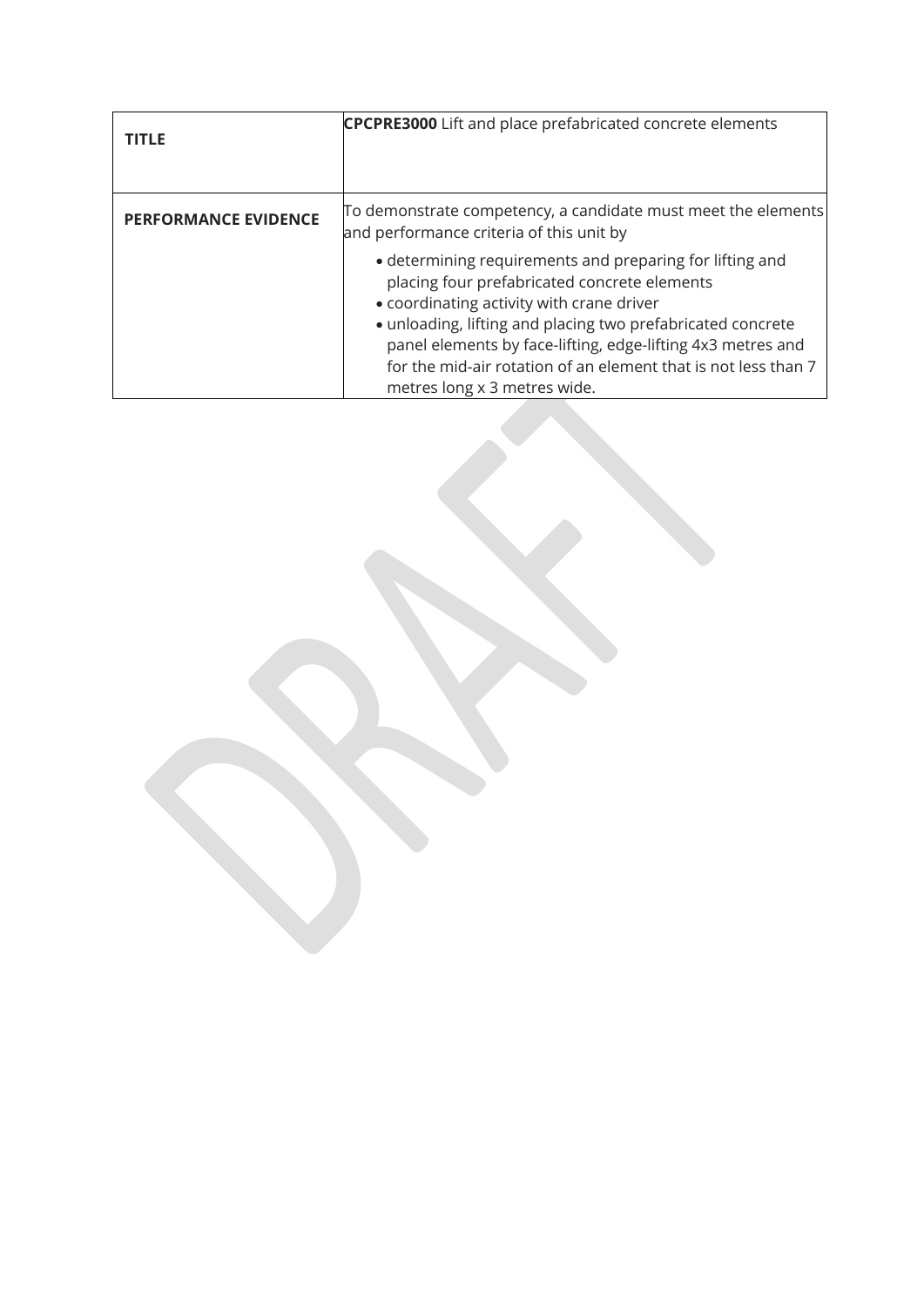| **TITLE** | **CPCPRE3000** Lift and place prefabricated concrete elements |
|---|---|
| **PERFORMANCE EVIDENCE** | To demonstrate competency, a candidate must meet the elements and performance criteria of this unit by<br>• determining requirements and preparing for lifting and placing four prefabricated concrete elements<br>• coordinating activity with crane driver<br>• unloading, lifting and placing two prefabricated concrete panel elements by face-lifting, edge-lifting 4x3 metres and for the mid-air rotation of an element that is not less than 7 metres long x 3 metres wide. |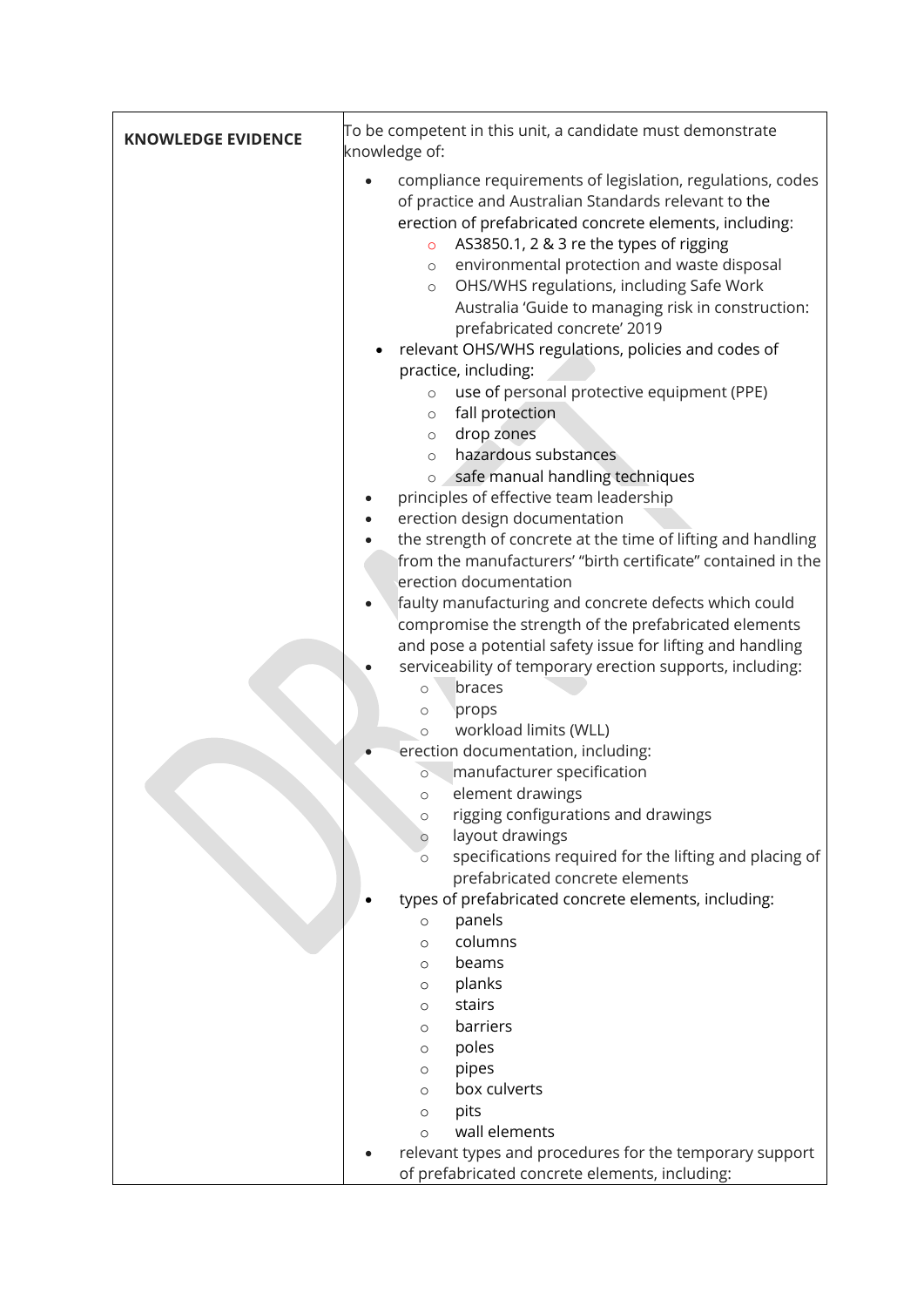| KNOWLEDGE EVIDENCE | To be competent in this unit, a candidate must demonstrate knowledge of:<br><ul><li>compliance requirements of legislation, regulations, codes of practice and Australian Standards relevant to the erection of prefabricated concrete elements, including:<ul><li>AS3850.1, 2 & 3 re the types of rigging</li><li>environmental protection and waste disposal</li><li>OHS/WHS regulations, including Safe Work Australia 'Guide to managing risk in construction: prefabricated concrete' 2019</li></ul></li><li>relevant OHS/WHS regulations, policies and codes of practice, including:<ul><li>use of personal protective equipment (PPE)</li><li>fall protection</li><li>drop zones</li><li>hazardous substances</li><li>safe manual handling techniques</li></ul></li><li>principles of effective team leadership</li><li>erection design documentation</li><li>the strength of concrete at the time of lifting and handling from the manufacturers' "birth certificate" contained in the erection documentation</li><li>faulty manufacturing and concrete defects which could compromise the strength of the prefabricated elements and pose a potential safety issue for lifting and handling</li><li>serviceability of temporary erection supports, including:<ul><li>braces</li><li>props</li><li>workload limits (WLL)</li></ul></li><li>erection documentation, including:<ul><li>manufacturer specification</li><li>element drawings</li><li>rigging configurations and drawings</li><li>layout drawings</li><li>specifications required for the lifting and placing of prefabricated concrete elements</li></ul></li><li>types of prefabricated concrete elements, including:<ul><li>panels</li><li>columns</li><li>beams</li><li>planks</li><li>stairs</li><li>barriers</li><li>poles</li><li>pipes</li><li>box culverts</li><li>pits</li><li>wall elements</li></ul></li><li>relevant types and procedures for the temporary support of prefabricated concrete elements, including:</li></ul> |
|---|---|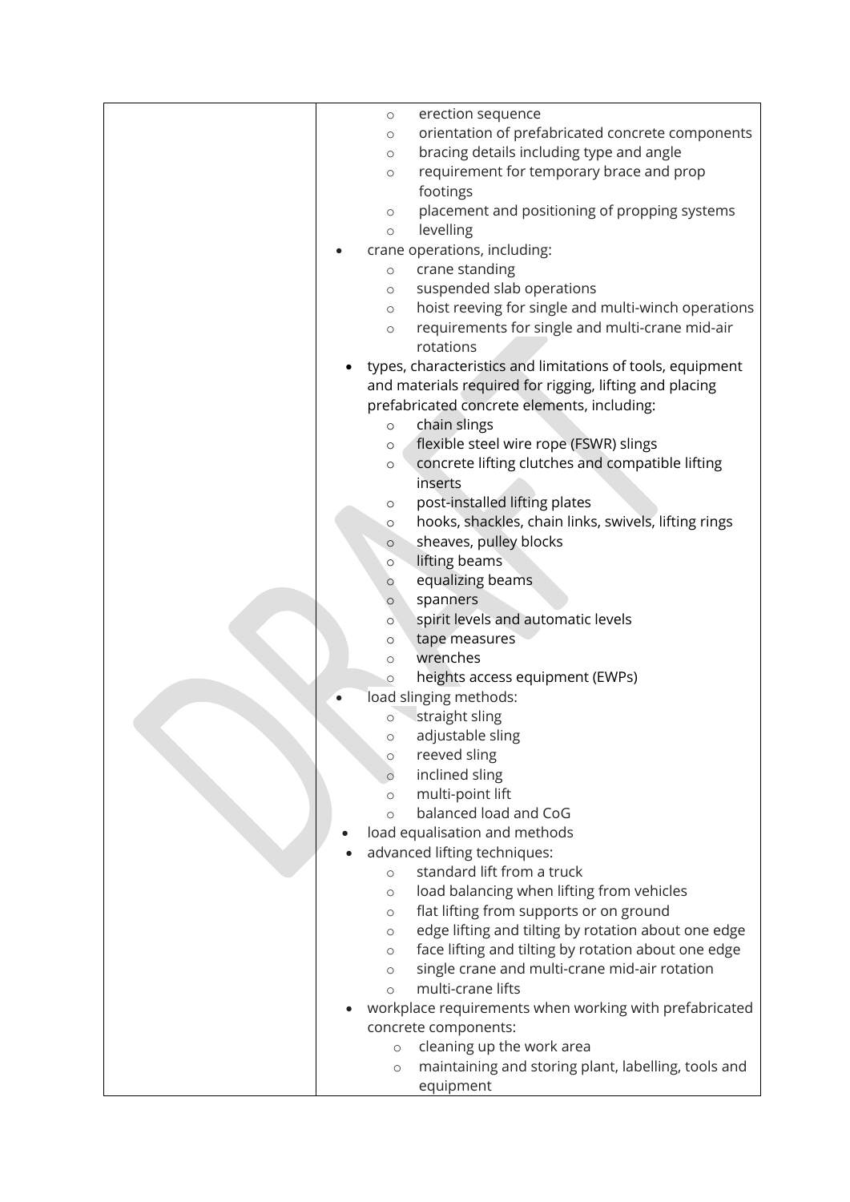| | |
|---|---|
| | <ul><li>erection sequence</li><li>orientation of prefabricated concrete components</li><li>bracing details including type and angle</li><li>requirement for temporary brace and prop footings</li><li>placement and positioning of propping systems</li><li>levelling</li></ul><ul><li>crane operations, including:<ul><li>crane standing</li><li>suspended slab operations</li><li>hoist reeving for single and multi-winch operations</li><li>requirements for single and multi-crane mid-air rotations</li></ul></li><li>types, characteristics and limitations of tools, equipment and materials required for rigging, lifting and placing prefabricated concrete elements, including:<ul><li>chain slings</li><li>flexible steel wire rope (FSWR) slings</li><li>concrete lifting clutches and compatible lifting inserts</li><li>post-installed lifting plates</li><li>hooks, shackles, chain links, swivels, lifting rings</li><li>sheaves, pulley blocks</li><li>lifting beams</li><li>equalizing beams</li><li>spanners</li><li>spirit levels and automatic levels</li><li>tape measures</li><li>wrenches</li><li>heights access equipment (EWPs)</li></ul></li><li>load slinging methods:<ul><li>straight sling</li><li>adjustable sling</li><li>reeved sling</li><li>inclined sling</li><li>multi-point lift</li><li>balanced load and CoG</li></ul></li><li>load equalisation and methods</li><li>advanced lifting techniques:<ul><li>standard lift from a truck</li><li>load balancing when lifting from vehicles</li><li>flat lifting from supports or on ground</li><li>edge lifting and tilting by rotation about one edge</li><li>face lifting and tilting by rotation about one edge</li><li>single crane and multi-crane mid-air rotation</li><li>multi-crane lifts</li></ul></li><li>workplace requirements when working with prefabricated concrete components:<ul><li>cleaning up the work area</li><li>maintaining and storing plant, labelling, tools and equipment</li></ul></li></ul> |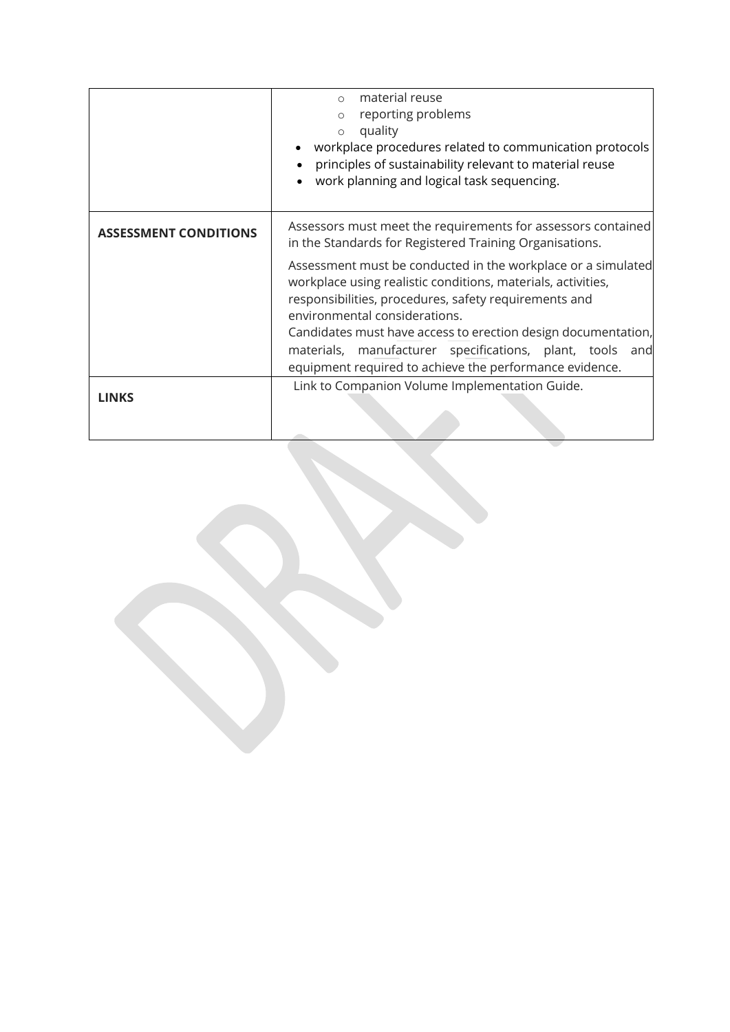| | |
|---|---|
| | o material reuse<br>o reporting problems<br>o quality<br>• workplace procedures related to communication protocols<br>• principles of sustainability relevant to material reuse<br>• work planning and logical task sequencing. |
| **ASSESSMENT CONDITIONS** | Assessors must meet the requirements for assessors contained in the Standards for Registered Training Organisations.<br><br>Assessment must be conducted in the workplace or a simulated workplace using realistic conditions, materials, activities, responsibilities, procedures, safety requirements and environmental considerations.<br>Candidates must have access to erection design documentation, materials, manufacturer specifications, plant, tools and equipment required to achieve the performance evidence. |
| **LINKS** | Link to Companion Volume Implementation Guide. |